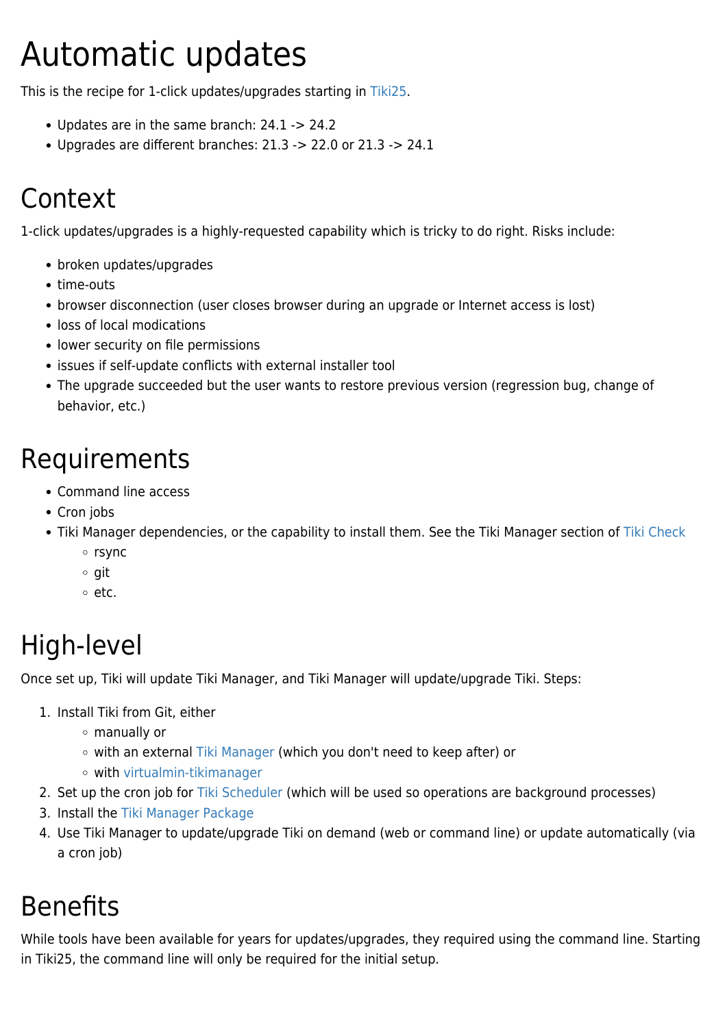# Automatic updates

This is the recipe for 1-click updates/upgrades starting in Tiki25.

- Updates are in the same branch: 24.1 -> 24.2
- Upgrades are different branches: 21.3 -> 22.0 or 21.3 -> 24.1

# Context

1-click updates/upgrades is a highly-requested capability which is tricky to do right. Risks include:

- broken updates/upgrades
- time-outs
- browser disconnection (user closes browser during an upgrade or Internet access is lost)
- loss of local modications
- lower security on file permissions
- issues if self-update conflicts with external installer tool
- The upgrade succeeded but the user wants to restore previous version (regression bug, change of behavior, etc.)

# Requirements

- Command line access
- Cron jobs
- Tiki Manager dependencies, or the capability to install them. See the Tiki Manager section of Tiki Check
  - rsync
  - git
  - etc.

# High-level

Once set up, Tiki will update Tiki Manager, and Tiki Manager will update/upgrade Tiki. Steps:

1. Install Tiki from Git, either
   - manually or
   - with an external Tiki Manager (which you don't need to keep after) or
   - with virtualmin-tikimanager
2. Set up the cron job for Tiki Scheduler (which will be used so operations are background processes)
3. Install the Tiki Manager Package
4. Use Tiki Manager to update/upgrade Tiki on demand (web or command line) or update automatically (via a cron job)

# Benefits

While tools have been available for years for updates/upgrades, they required using the command line. Starting in Tiki25, the command line will only be required for the initial setup.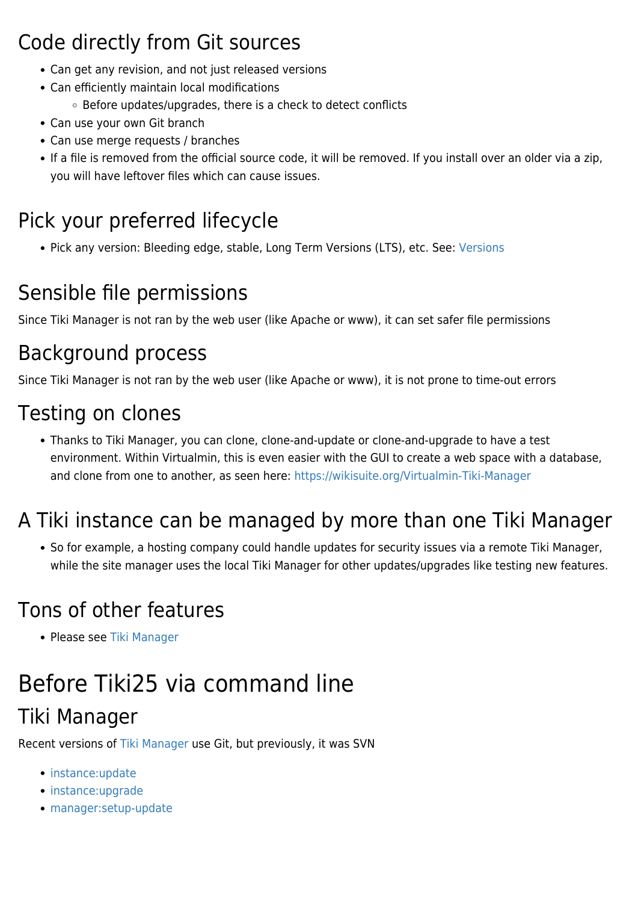## Code directly from Git sources

- Can get any revision, and not just released versions
- Can efficiently maintain local modifications
  - Before updates/upgrades, there is a check to detect conflicts
- Can use your own Git branch
- Can use merge requests / branches
- If a file is removed from the official source code, it will be removed. If you install over an older via a zip, you will have leftover files which can cause issues.

## Pick your preferred lifecycle

- Pick any version: Bleeding edge, stable, Long Term Versions (LTS), etc. See: Versions

## Sensible file permissions

Since Tiki Manager is not ran by the web user (like Apache or www), it can set safer file permissions

## Background process

Since Tiki Manager is not ran by the web user (like Apache or www), it is not prone to time-out errors

## Testing on clones

- Thanks to Tiki Manager, you can clone, clone-and-update or clone-and-upgrade to have a test environment. Within Virtualmin, this is even easier with the GUI to create a web space with a database, and clone from one to another, as seen here: https://wikisuite.org/Virtualmin-Tiki-Manager

## A Tiki instance can be managed by more than one Tiki Manager

- So for example, a hosting company could handle updates for security issues via a remote Tiki Manager, while the site manager uses the local Tiki Manager for other updates/upgrades like testing new features.

## Tons of other features

- Please see Tiki Manager

# Before Tiki25 via command line

## Tiki Manager

Recent versions of Tiki Manager use Git, but previously, it was SVN

- instance:update
- instance:upgrade
- manager:setup-update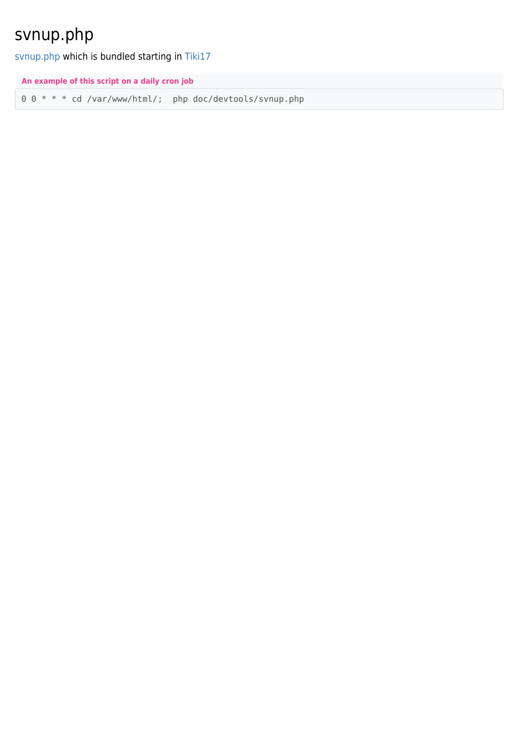# svnup.php

svnup.php which is bundled starting in Tiki17

**An example of this script on a daily cron job**

```
0 0 * * * cd /var/www/html/;  php doc/devtools/svnup.php
```